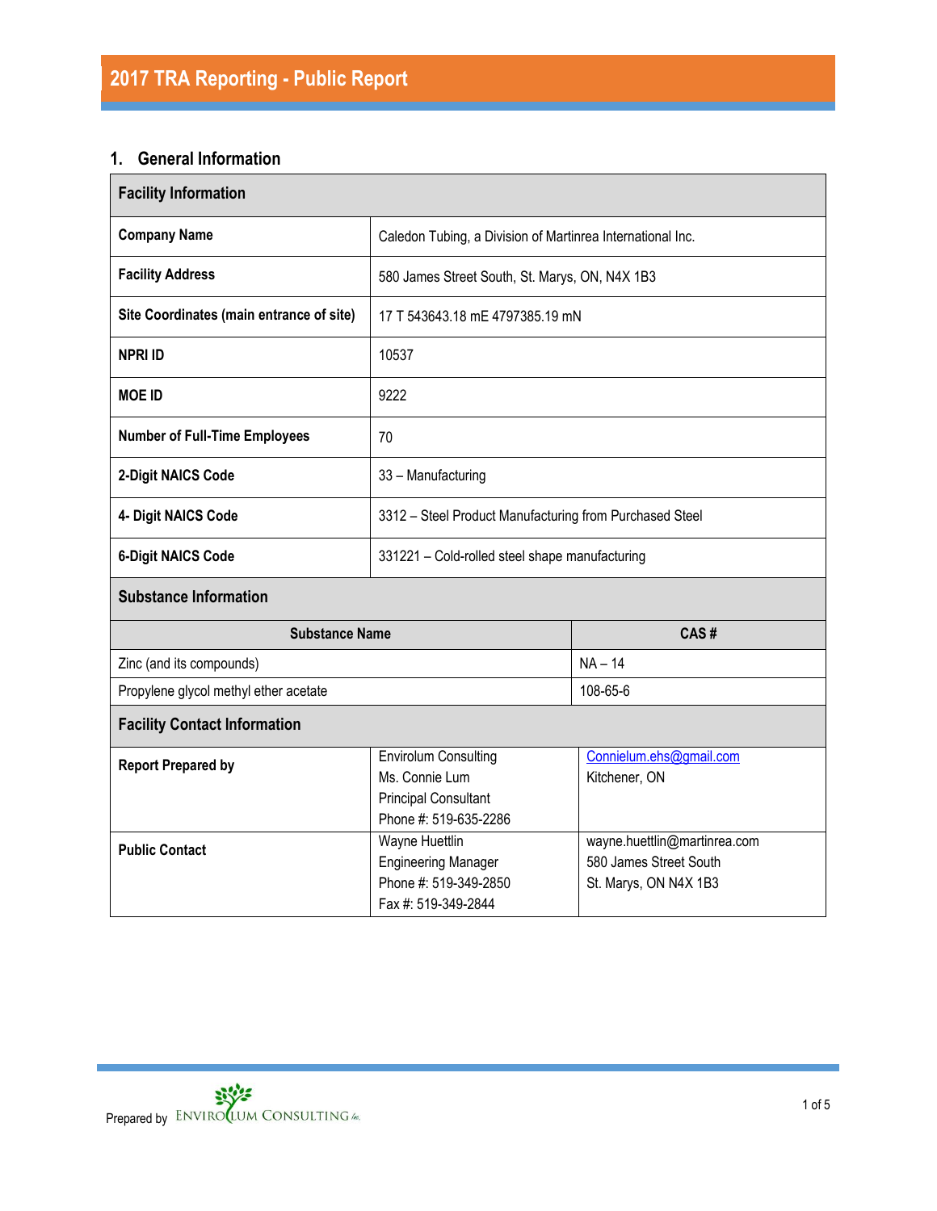# 2017 TRA Reporting - Public Report

## 1. General Information

| Facility Information | |
|---|---|
| **Company Name** | Caledon Tubing, a Division of Martinrea International Inc. |
| **Facility Address** | 580 James Street South, St. Marys, ON, N4X 1B3 |
| **Site Coordinates (main entrance of site)** | 17 T 543643.18 mE 4797385.19 mN |
| **NPRI ID** | 10537 |
| **MOE ID** | 9222 |
| **Number of Full-Time Employees** | 70 |
| **2-Digit NAICS Code** | 33 – Manufacturing |
| **4- Digit NAICS Code** | 3312 – Steel Product Manufacturing from Purchased Steel |
| **6-Digit NAICS Code** | 331221 – Cold-rolled steel shape manufacturing |

**Substance Information**

| Substance Name | CAS # |
|---|---|
| Zinc (and its compounds) | NA – 14 |
| Propylene glycol methyl ether acetate | 108-65-6 |

**Facility Contact Information**

| | | |
|---|---|---|
| **Report Prepared by** | Envirolum Consulting<br>Ms. Connie Lum<br>Principal Consultant<br>Phone #: 519-635-2286 | Connielum.ehs@gmail.com<br>Kitchener, ON |
| **Public Contact** | Wayne Huettlin<br>Engineering Manager<br>Phone #: 519-349-2850<br>Fax #: 519-349-2844 | wayne.huettlin@martinrea.com<br>580 James Street South<br>St. Marys, ON N4X 1B3 |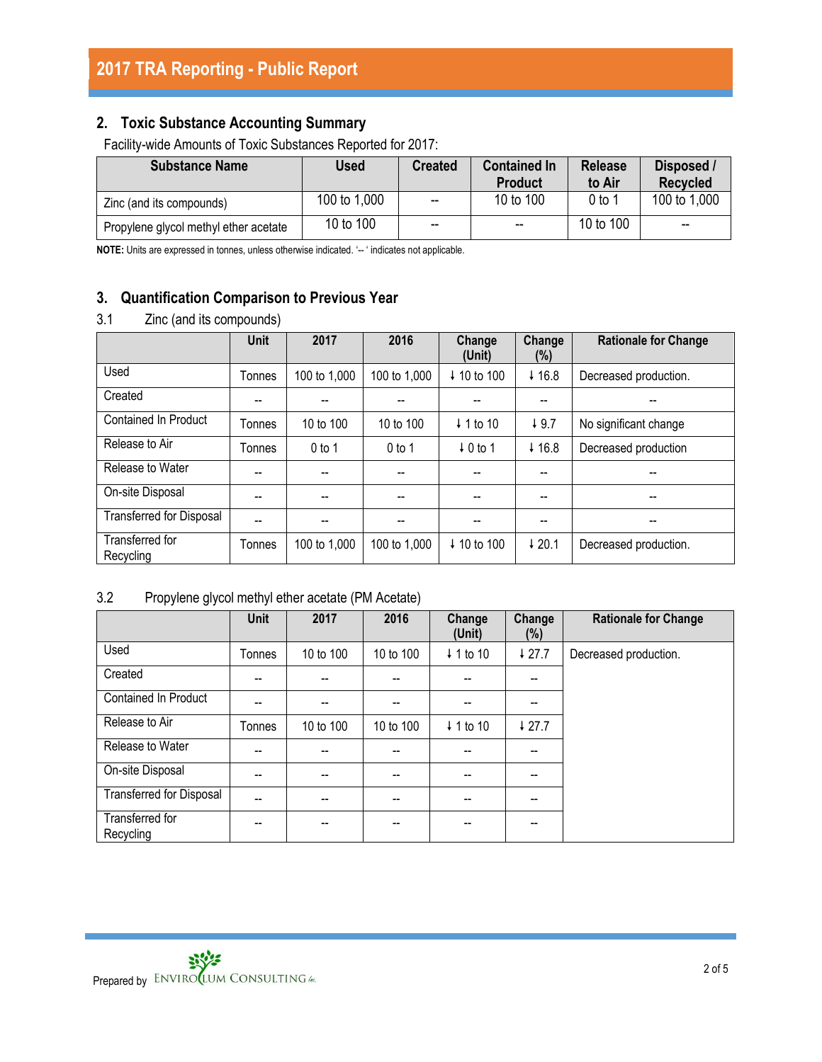## 2. Toxic Substance Accounting Summary

Facility-wide Amounts of Toxic Substances Reported for 2017:

| Substance Name | Used | Created | Contained In Product | Release to Air | Disposed / Recycled |
|---|---|---|---|---|---|
| Zinc (and its compounds) | 100 to 1,000 | -- | 10 to 100 | 0 to 1 | 100 to 1,000 |
| Propylene glycol methyl ether acetate | 10 to 100 | -- | -- | 10 to 100 | -- |

**NOTE:** Units are expressed in tonnes, unless otherwise indicated. '-- ' indicates not applicable.

## 3. Quantification Comparison to Previous Year

### 3.1 Zinc (and its compounds)

| | Unit | 2017 | 2016 | Change (Unit) | Change (%) | Rationale for Change |
|---|---|---|---|---|---|---|
| Used | Tonnes | 100 to 1,000 | 100 to 1,000 | ↓ 10 to 100 | ↓ 16.8 | Decreased production. |
| Created | -- | -- | -- | -- | -- | -- |
| Contained In Product | Tonnes | 10 to 100 | 10 to 100 | ↓ 1 to 10 | ↓ 9.7 | No significant change |
| Release to Air | Tonnes | 0 to 1 | 0 to 1 | ↓ 0 to 1 | ↓ 16.8 | Decreased production |
| Release to Water | -- | -- | -- | -- | -- | -- |
| On-site Disposal | -- | -- | -- | -- | -- | -- |
| Transferred for Disposal | -- | -- | -- | -- | -- | -- |
| Transferred for Recycling | Tonnes | 100 to 1,000 | 100 to 1,000 | ↓ 10 to 100 | ↓ 20.1 | Decreased production. |

### 3.2 Propylene glycol methyl ether acetate (PM Acetate)

| | Unit | 2017 | 2016 | Change (Unit) | Change (%) | Rationale for Change |
|---|---|---|---|---|---|---|
| Used | Tonnes | 10 to 100 | 10 to 100 | ↓ 1 to 10 | ↓ 27.7 | Decreased production. |
| Created | -- | -- | -- | -- | -- | |
| Contained In Product | -- | -- | -- | -- | -- | |
| Release to Air | Tonnes | 10 to 100 | 10 to 100 | ↓ 1 to 10 | ↓ 27.7 | |
| Release to Water | -- | -- | -- | -- | -- | |
| On-site Disposal | -- | -- | -- | -- | -- | |
| Transferred for Disposal | -- | -- | -- | -- | -- | |
| Transferred for Recycling | -- | -- | -- | -- | -- | |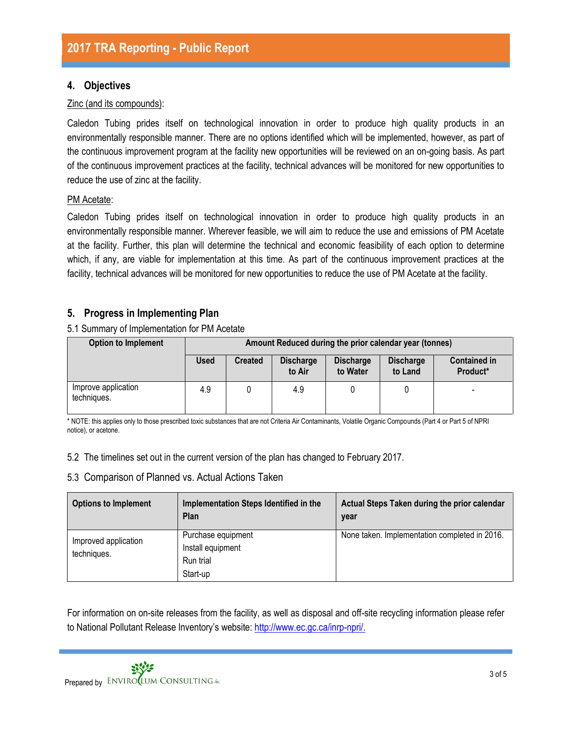## 4. Objectives

Zinc (and its compounds):

Caledon Tubing prides itself on technological innovation in order to produce high quality products in an environmentally responsible manner. There are no options identified which will be implemented, however, as part of the continuous improvement program at the facility new opportunities will be reviewed on an on-going basis. As part of the continuous improvement practices at the facility, technical advances will be monitored for new opportunities to reduce the use of zinc at the facility.

PM Acetate:

Caledon Tubing prides itself on technological innovation in order to produce high quality products in an environmentally responsible manner. Wherever feasible, we will aim to reduce the use and emissions of PM Acetate at the facility. Further, this plan will determine the technical and economic feasibility of each option to determine which, if any, are viable for implementation at this time. As part of the continuous improvement practices at the facility, technical advances will be monitored for new opportunities to reduce the use of PM Acetate at the facility.

## 5. Progress in Implementing Plan

5.1 Summary of Implementation for PM Acetate

| Option to Implement | Amount Reduced during the prior calendar year (tonnes) | | | | | |
|---|---|---|---|---|---|---|
| | Used | Created | Discharge to Air | Discharge to Water | Discharge to Land | Contained in Product* |
| Improve application techniques. | 4.9 | 0 | 4.9 | 0 | 0 | - |

* NOTE: this applies only to those prescribed toxic substances that are not Criteria Air Contaminants, Volatile Organic Compounds (Part 4 or Part 5 of NPRI notice), or acetone.

5.2 The timelines set out in the current version of the plan has changed to February 2017.

5.3 Comparison of Planned vs. Actual Actions Taken

| Options to Implement | Implementation Steps Identified in the Plan | Actual Steps Taken during the prior calendar year |
|---|---|---|
| Improved application techniques. | Purchase equipment<br>Install equipment<br>Run trial<br>Start-up | None taken. Implementation completed in 2016. |

For information on on-site releases from the facility, as well as disposal and off-site recycling information please refer to National Pollutant Release Inventory's website: http://www.ec.gc.ca/inrp-npri/.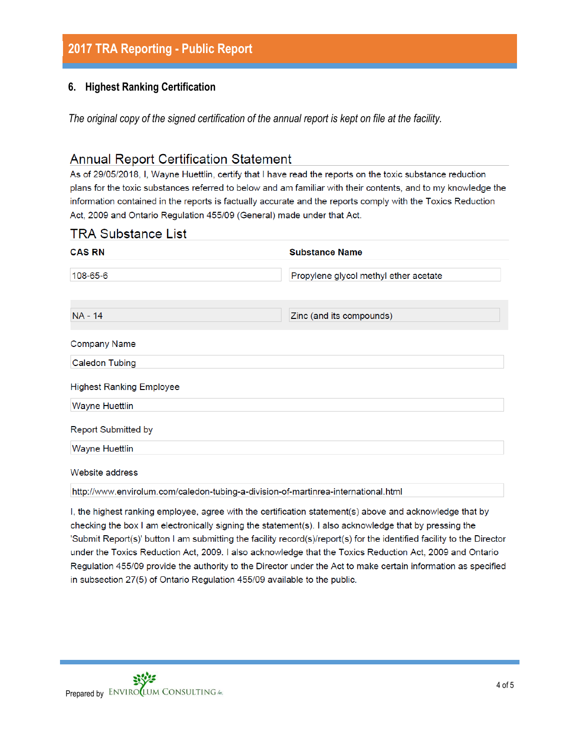## 6. Highest Ranking Certification

*The original copy of the signed certification of the annual report is kept on file at the facility.*

### Annual Report Certification Statement

As of 29/05/2018, I, Wayne Huettlin, certify that I have read the reports on the toxic substance reduction plans for the toxic substances referred to below and am familiar with their contents, and to my knowledge the information contained in the reports is factually accurate and the reports comply with the Toxics Reduction Act, 2009 and Ontario Regulation 455/09 (General) made under that Act.

### TRA Substance List

| CAS RN | Substance Name |
|---|---|
| 108-65-6 | Propylene glycol methyl ether acetate |
| NA - 14 | Zinc (and its compounds) |

Company Name

Caledon Tubing

Highest Ranking Employee

Wayne Huettlin

Report Submitted by

Wayne Huettlin

Website address

http://www.envirolum.com/caledon-tubing-a-division-of-martinrea-international.html

I, the highest ranking employee, agree with the certification statement(s) above and acknowledge that by checking the box I am electronically signing the statement(s). I also acknowledge that by pressing the 'Submit Report(s)' button I am submitting the facility record(s)/report(s) for the identified facility to the Director under the Toxics Reduction Act, 2009. I also acknowledge that the Toxics Reduction Act, 2009 and Ontario Regulation 455/09 provide the authority to the Director under the Act to make certain information as specified in subsection 27(5) of Ontario Regulation 455/09 available to the public.